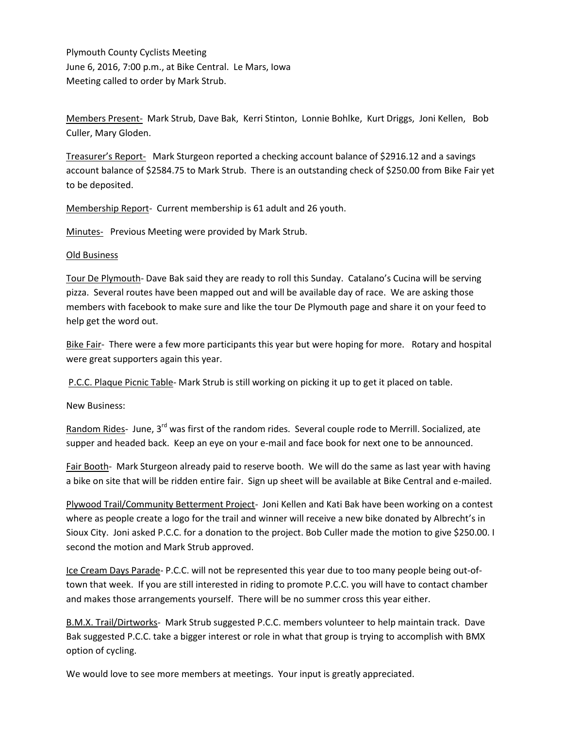Plymouth County Cyclists Meeting
June 6, 2016, 7:00 p.m., at Bike Central. Le Mars, Iowa
Meeting called to order by Mark Strub.

<u>Members Present-</u> Mark Strub, Dave Bak, Kerri Stinton, Lonnie Bohlke, Kurt Driggs, Joni Kellen, Bob Culler, Mary Gloden.

<u>Treasurer's Report-</u> Mark Sturgeon reported a checking account balance of $2916.12 and a savings account balance of $2584.75 to Mark Strub. There is an outstanding check of $250.00 from Bike Fair yet to be deposited.

<u>Membership Report</u>- Current membership is 61 adult and 26 youth.

<u>Minutes-</u> Previous Meeting were provided by Mark Strub.

<u>Old Business</u>

<u>Tour De Plymouth</u>- Dave Bak said they are ready to roll this Sunday. Catalano's Cucina will be serving pizza. Several routes have been mapped out and will be available day of race. We are asking those members with facebook to make sure and like the tour De Plymouth page and share it on your feed to help get the word out.

<u>Bike Fair</u>- There were a few more participants this year but were hoping for more. Rotary and hospital were great supporters again this year.

<u>P.C.C. Plaque Picnic Table</u>- Mark Strub is still working on picking it up to get it placed on table.

New Business:

<u>Random Rides</u>- June, 3rd was first of the random rides. Several couple rode to Merrill. Socialized, ate supper and headed back. Keep an eye on your e-mail and face book for next one to be announced.

<u>Fair Booth</u>- Mark Sturgeon already paid to reserve booth. We will do the same as last year with having a bike on site that will be ridden entire fair. Sign up sheet will be available at Bike Central and e-mailed.

<u>Plywood Trail/Community Betterment Project</u>- Joni Kellen and Kati Bak have been working on a contest where as people create a logo for the trail and winner will receive a new bike donated by Albrecht's in Sioux City. Joni asked P.C.C. for a donation to the project. Bob Culler made the motion to give $250.00. I second the motion and Mark Strub approved.

<u>Ice Cream Days Parade</u>- P.C.C. will not be represented this year due to too many people being out-of-town that week. If you are still interested in riding to promote P.C.C. you will have to contact chamber and makes those arrangements yourself. There will be no summer cross this year either.

<u>B.M.X. Trail/Dirtworks</u>- Mark Strub suggested P.C.C. members volunteer to help maintain track. Dave Bak suggested P.C.C. take a bigger interest or role in what that group is trying to accomplish with BMX option of cycling.

We would love to see more members at meetings. Your input is greatly appreciated.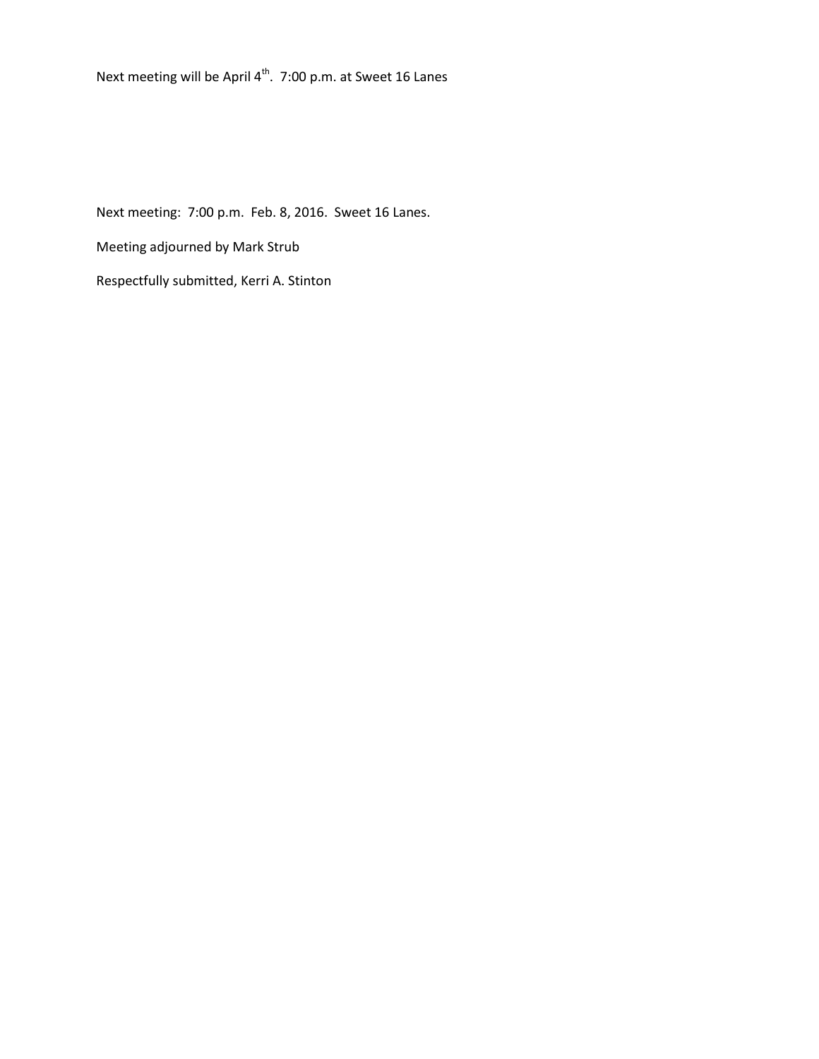Next meeting will be April 4th. 7:00 p.m. at Sweet 16 Lanes

Next meeting: 7:00 p.m. Feb. 8, 2016. Sweet 16 Lanes.

Meeting adjourned by Mark Strub

Respectfully submitted, Kerri A. Stinton